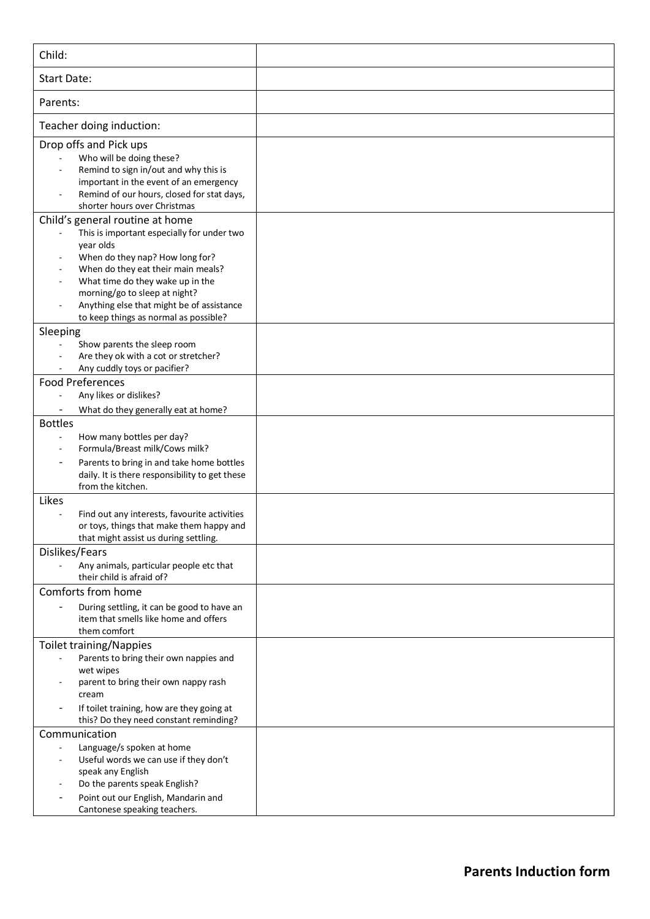| Child: | |
|---|---|
| Start Date: | |
| Parents: | |
| Teacher doing induction: | |
| Drop offs and Pick ups<br>- Who will be doing these?<br>- Remind to sign in/out and why this is important in the event of an emergency<br>- Remind of our hours, closed for stat days, shorter hours over Christmas | |
| Child's general routine at home<br>- This is important especially for under two year olds<br>- When do they nap? How long for?<br>- When do they eat their main meals?<br>- What time do they wake up in the morning/go to sleep at night?<br>- Anything else that might be of assistance to keep things as normal as possible? | |
| Sleeping<br>- Show parents the sleep room<br>- Are they ok with a cot or stretcher?<br>- Any cuddly toys or pacifier? | |
| Food Preferences<br>- Any likes or dislikes?<br>- What do they generally eat at home? | |
| Bottles<br>- How many bottles per day?<br>- Formula/Breast milk/Cows milk?<br>- Parents to bring in and take home bottles daily. It is there responsibility to get these from the kitchen. | |
| Likes<br>- Find out any interests, favourite activities or toys, things that make them happy and that might assist us during settling. | |
| Dislikes/Fears<br>- Any animals, particular people etc that their child is afraid of? | |
| Comforts from home<br>- During settling, it can be good to have an item that smells like home and offers them comfort | |
| Toilet training/Nappies<br>- Parents to bring their own nappies and wet wipes<br>- parent to bring their own nappy rash cream<br>- If toilet training, how are they going at this? Do they need constant reminding? | |
| Communication<br>- Language/s spoken at home<br>- Useful words we can use if they don't speak any English<br>- Do the parents speak English?<br>- Point out our English, Mandarin and Cantonese speaking teachers. | |

**Parents Induction form**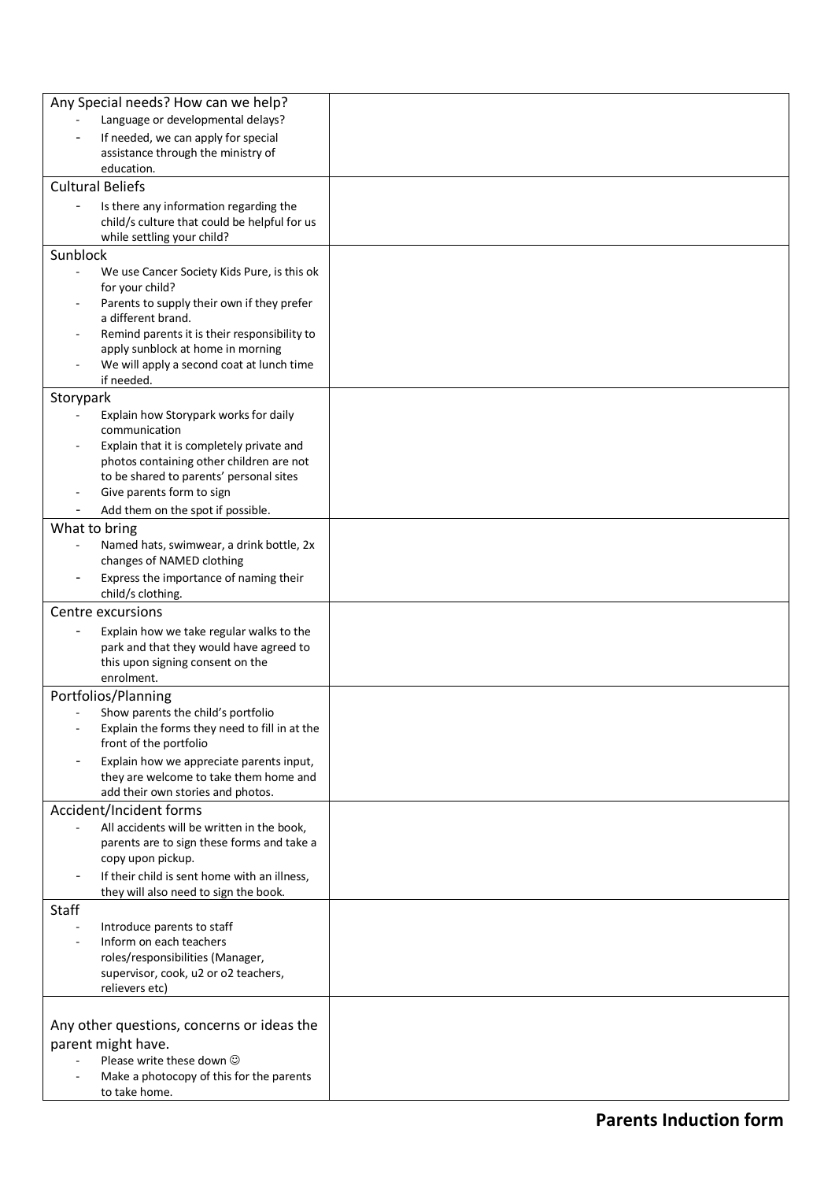| Any Special needs? How can we help?<br>- Language or developmental delays?<br>- If needed, we can apply for special assistance through the ministry of education. | |
|---|---|
| Cultural Beliefs<br>- Is there any information regarding the child/s culture that could be helpful for us while settling your child? | |
| Sunblock<br>- We use Cancer Society Kids Pure, is this ok for your child?<br>- Parents to supply their own if they prefer a different brand.<br>- Remind parents it is their responsibility to apply sunblock at home in morning<br>- We will apply a second coat at lunch time if needed. | |
| Storypark<br>- Explain how Storypark works for daily communication<br>- Explain that it is completely private and photos containing other children are not to be shared to parents' personal sites<br>- Give parents form to sign<br>- Add them on the spot if possible. | |
| What to bring<br>- Named hats, swimwear, a drink bottle, 2x changes of NAMED clothing<br>- Express the importance of naming their child/s clothing. | |
| Centre excursions<br>- Explain how we take regular walks to the park and that they would have agreed to this upon signing consent on the enrolment. | |
| Portfolios/Planning<br>- Show parents the child's portfolio<br>- Explain the forms they need to fill in at the front of the portfolio<br>- Explain how we appreciate parents input, they are welcome to take them home and add their own stories and photos. | |
| Accident/Incident forms<br>- All accidents will be written in the book, parents are to sign these forms and take a copy upon pickup.<br>- If their child is sent home with an illness, they will also need to sign the book. | |
| Staff<br>- Introduce parents to staff<br>- Inform on each teachers roles/responsibilities (Manager, supervisor, cook, u2 or o2 teachers, relievers etc) | |
| Any other questions, concerns or ideas the parent might have.<br>- Please write these down ☺<br>- Make a photocopy of this for the parents to take home. | |

**Parents Induction form**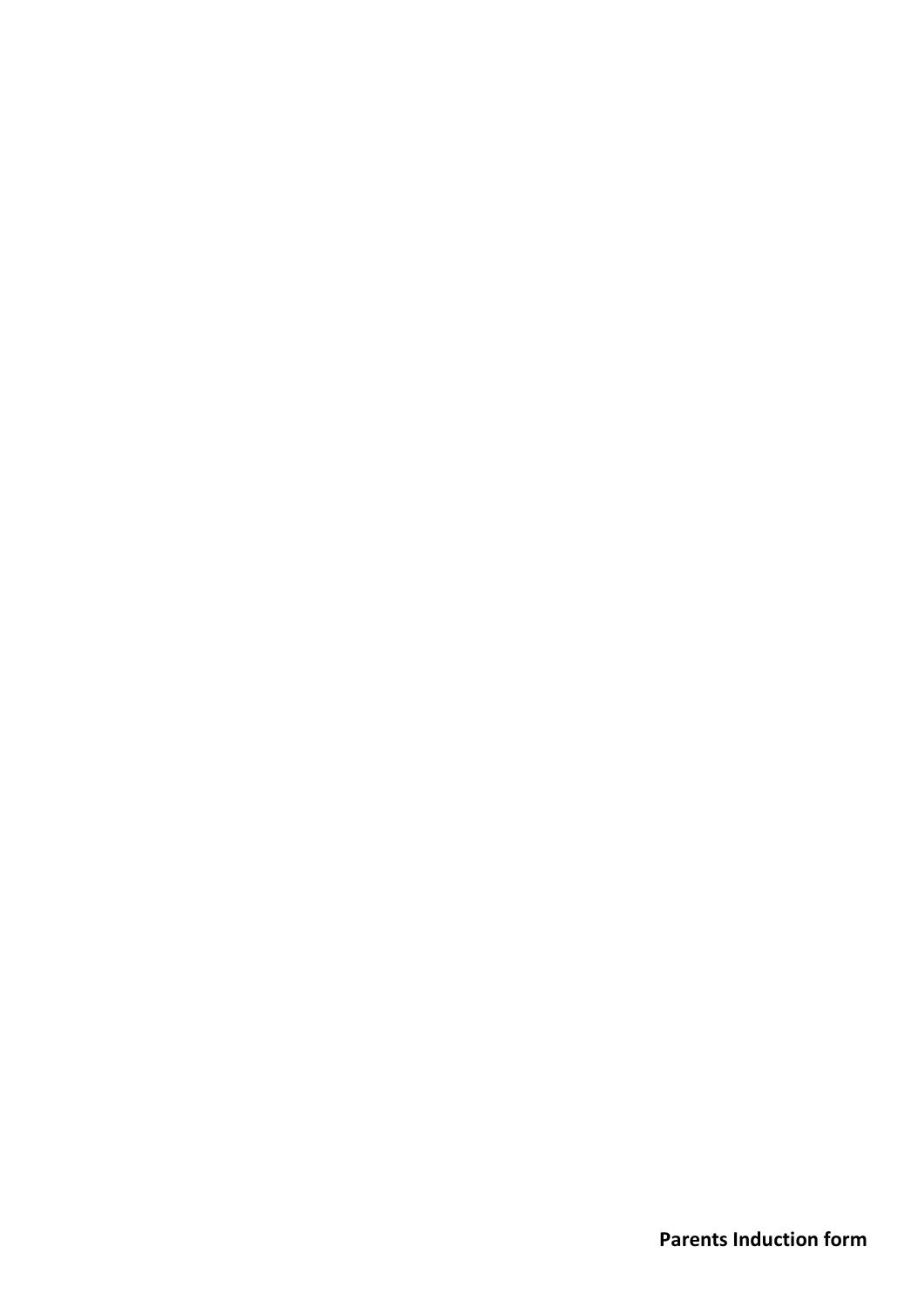**Parents Induction form**